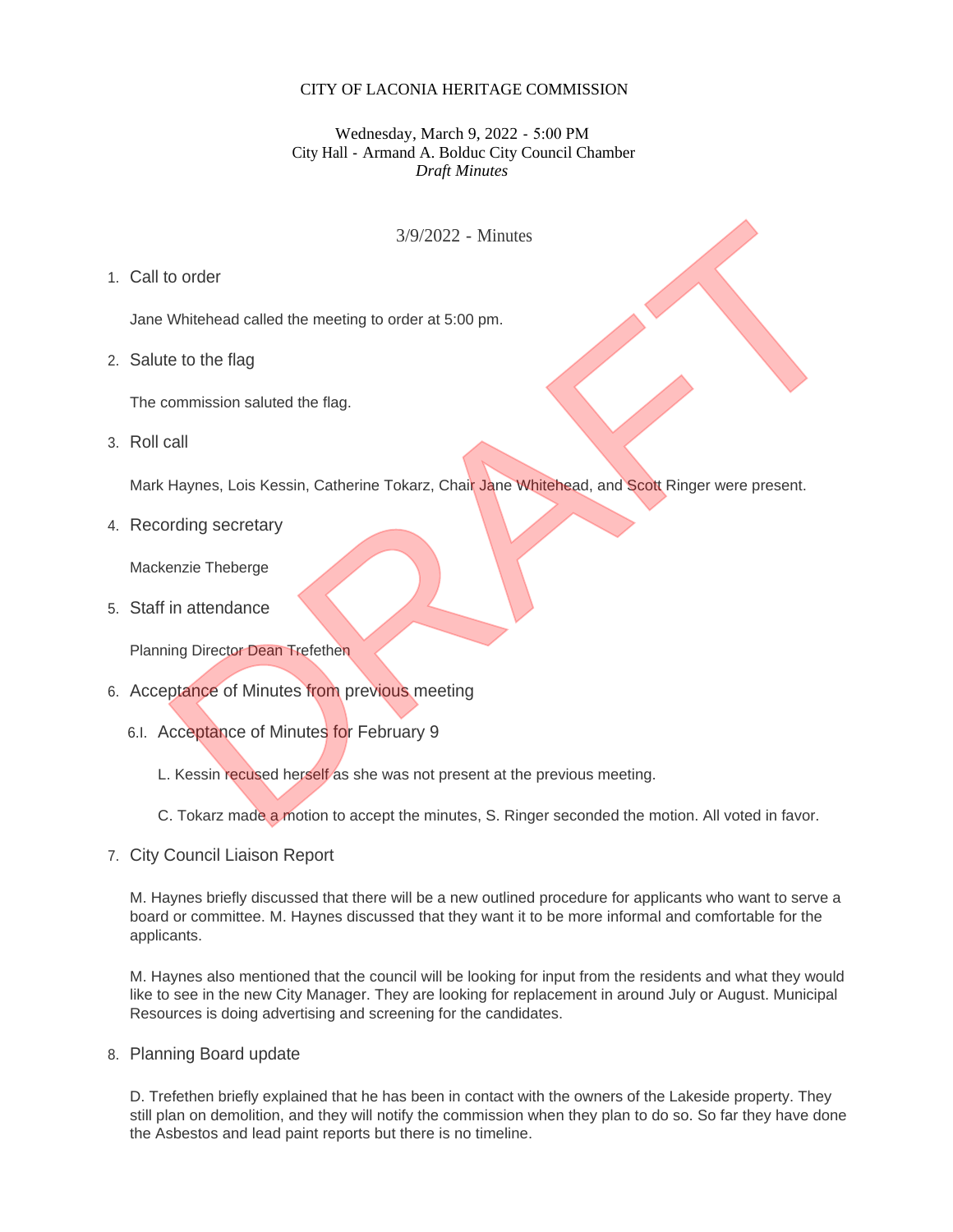CITY OF LACONIA HERITAGE COMMISSION

Wednesday, March 9, 2022 - 5:00 PM
City Hall - Armand A. Bolduc City Council Chamber
*Draft Minutes*

3/9/2022 - Minutes

1. Call to order

   Jane Whitehead called the meeting to order at 5:00 pm.

2. Salute to the flag

   The commission saluted the flag.

3. Roll call

   Mark Haynes, Lois Kessin, Catherine Tokarz, Chair Jane Whitehead, and Scott Ringer were present.

4. Recording secretary

   Mackenzie Theberge

5. Staff in attendance

   Planning Director Dean Trefethen

6. Acceptance of Minutes from previous meeting

   6.I. Acceptance of Minutes for February 9

   L. Kessin recused herself as she was not present at the previous meeting.

   C. Tokarz made a motion to accept the minutes, S. Ringer seconded the motion. All voted in favor.

7. City Council Liaison Report

   M. Haynes briefly discussed that there will be a new outlined procedure for applicants who want to serve a board or committee. M. Haynes discussed that they want it to be more informal and comfortable for the applicants.

   M. Haynes also mentioned that the council will be looking for input from the residents and what they would like to see in the new City Manager. They are looking for replacement in around July or August. Municipal Resources is doing advertising and screening for the candidates.

8. Planning Board update

   D. Trefethen briefly explained that he has been in contact with the owners of the Lakeside property. They still plan on demolition, and they will notify the commission when they plan to do so. So far they have done the Asbestos and lead paint reports but there is no timeline.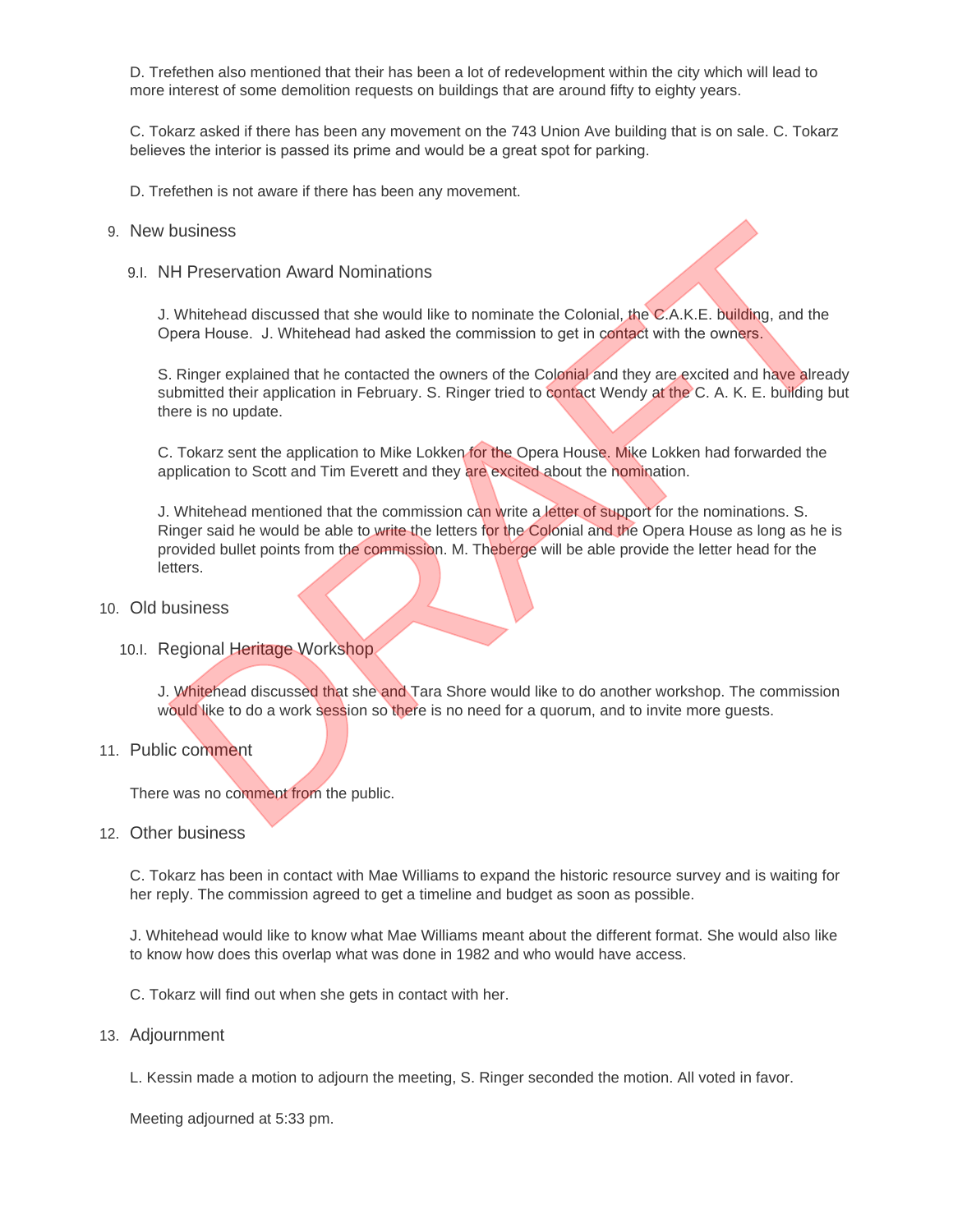D. Trefethen also mentioned that their has been a lot of redevelopment within the city which will lead to more interest of some demolition requests on buildings that are around fifty to eighty years.

C. Tokarz asked if there has been any movement on the 743 Union Ave building that is on sale. C. Tokarz believes the interior is passed its prime and would be a great spot for parking.

D. Trefethen is not aware if there has been any movement.

9. New business

   9.I. NH Preservation Award Nominations

   J. Whitehead discussed that she would like to nominate the Colonial, the C.A.K.E. building, and the Opera House. J. Whitehead had asked the commission to get in contact with the owners.

   S. Ringer explained that he contacted the owners of the Colonial and they are excited and have already submitted their application in February. S. Ringer tried to contact Wendy at the C. A. K. E. building but there is no update.

   C. Tokarz sent the application to Mike Lokken for the Opera House. Mike Lokken had forwarded the application to Scott and Tim Everett and they are excited about the nomination.

   J. Whitehead mentioned that the commission can write a letter of support for the nominations. S. Ringer said he would be able to write the letters for the Colonial and the Opera House as long as he is provided bullet points from the commission. M. Theberge will be able provide the letter head for the letters.

10. Old business

    10.I. Regional Heritage Workshop

    J. Whitehead discussed that she and Tara Shore would like to do another workshop. The commission would like to do a work session so there is no need for a quorum, and to invite more guests.

11. Public comment

    There was no comment from the public.

12. Other business

    C. Tokarz has been in contact with Mae Williams to expand the historic resource survey and is waiting for her reply. The commission agreed to get a timeline and budget as soon as possible.

    J. Whitehead would like to know what Mae Williams meant about the different format. She would also like to know how does this overlap what was done in 1982 and who would have access.

    C. Tokarz will find out when she gets in contact with her.

13. Adjournment

    L. Kessin made a motion to adjourn the meeting, S. Ringer seconded the motion. All voted in favor.

    Meeting adjourned at 5:33 pm.